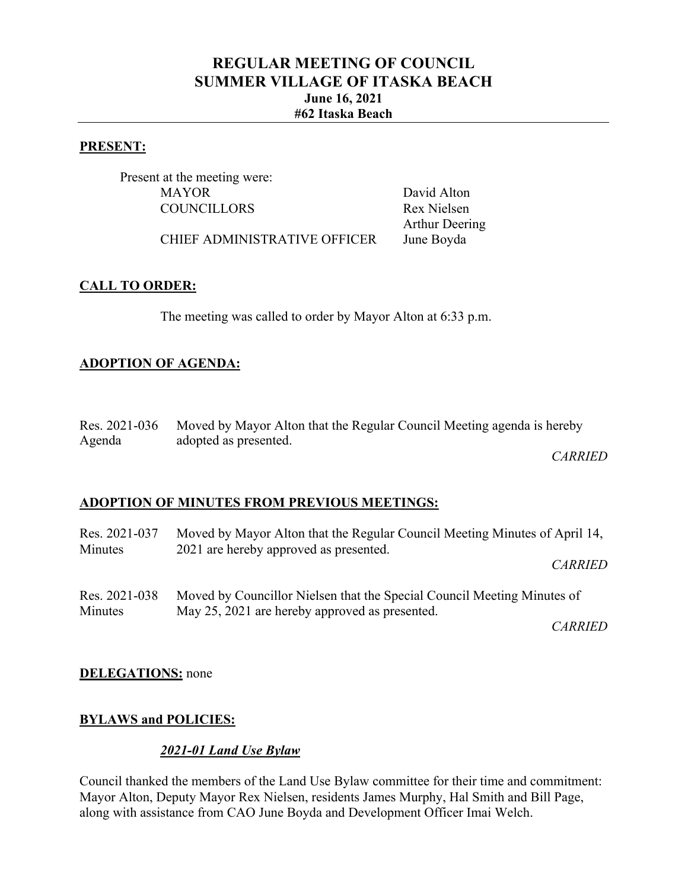# REGULAR MEETING OF COUNCIL
# SUMMER VILLAGE OF ITASKA BEACH
### June 16, 2021
### #62 Itaska Beach

---

**PRESENT:**

Present at the meeting were:

| | |
|---|---|
| MAYOR | David Alton |
| COUNCILLORS | Rex Nielsen |
| | Arthur Deering |
| CHIEF ADMINISTRATIVE OFFICER | June Boyda |

**CALL TO ORDER:**

The meeting was called to order by Mayor Alton at 6:33 p.m.

**ADOPTION OF AGENDA:**

Res. 2021-036 Agenda — Moved by Mayor Alton that the Regular Council Meeting agenda is hereby adopted as presented.

*CARRIED*

**ADOPTION OF MINUTES FROM PREVIOUS MEETINGS:**

Res. 2021-037 Minutes — Moved by Mayor Alton that the Regular Council Meeting Minutes of April 14, 2021 are hereby approved as presented.

*CARRIED*

Res. 2021-038 Minutes — Moved by Councillor Nielsen that the Special Council Meeting Minutes of May 25, 2021 are hereby approved as presented.

*CARRIED*

**DELEGATIONS:** none

**BYLAWS and POLICIES:**

***2021-01 Land Use Bylaw***

Council thanked the members of the Land Use Bylaw committee for their time and commitment: Mayor Alton, Deputy Mayor Rex Nielsen, residents James Murphy, Hal Smith and Bill Page, along with assistance from CAO June Boyda and Development Officer Imai Welch.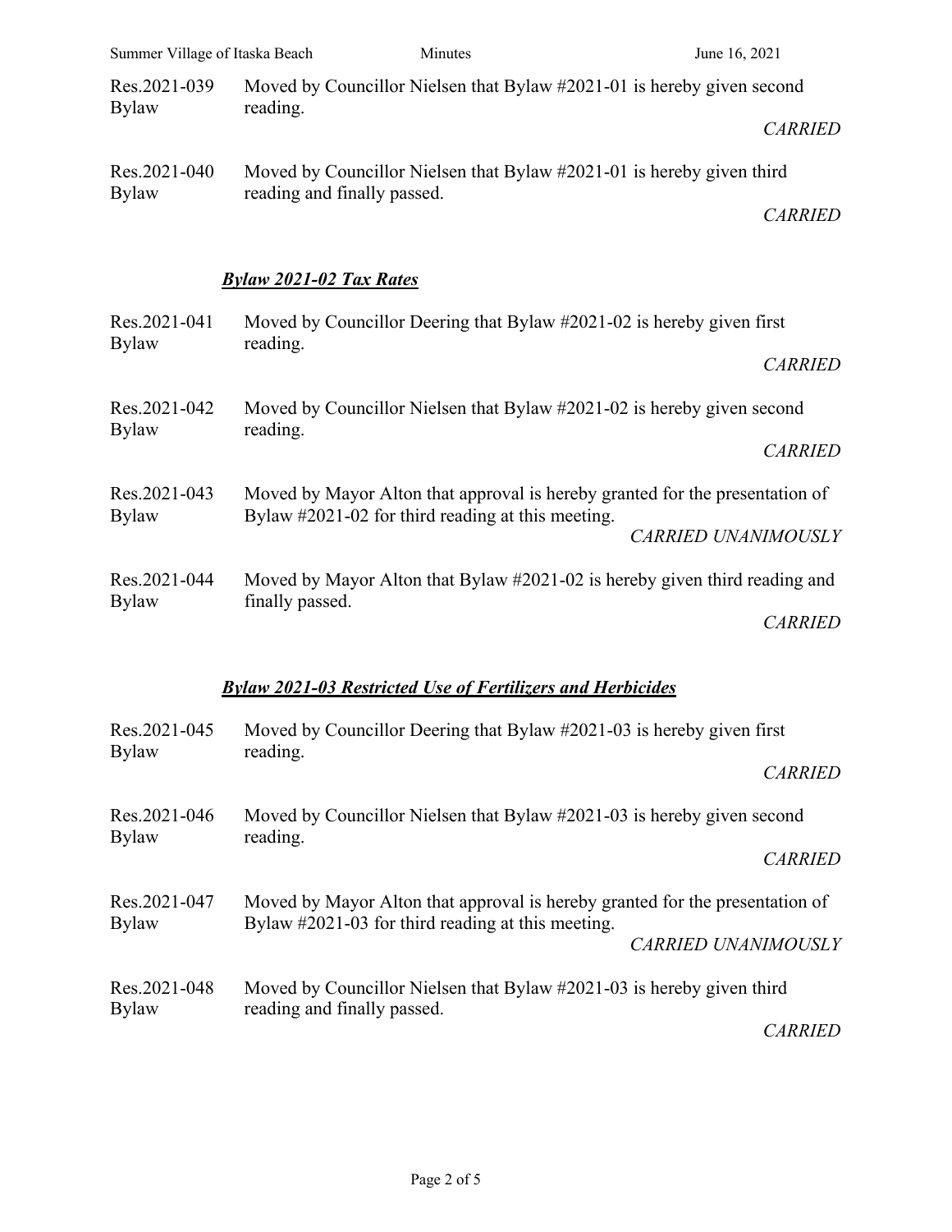| | | |
|---|---|---|
| Res.2021-039<br>Bylaw | Moved by Councillor Nielsen that Bylaw #2021-01 is hereby given second reading. | *CARRIED* |
| Res.2021-040<br>Bylaw | Moved by Councillor Nielsen that Bylaw #2021-01 is hereby given third reading and finally passed. | *CARRIED* |

### ***Bylaw 2021-02 Tax Rates***

| | | |
|---|---|---|
| Res.2021-041<br>Bylaw | Moved by Councillor Deering that Bylaw #2021-02 is hereby given first reading. | *CARRIED* |
| Res.2021-042<br>Bylaw | Moved by Councillor Nielsen that Bylaw #2021-02 is hereby given second reading. | *CARRIED* |
| Res.2021-043<br>Bylaw | Moved by Mayor Alton that approval is hereby granted for the presentation of Bylaw #2021-02 for third reading at this meeting. | *CARRIED UNANIMOUSLY* |
| Res.2021-044<br>Bylaw | Moved by Mayor Alton that Bylaw #2021-02 is hereby given third reading and finally passed. | *CARRIED* |

### ***Bylaw 2021-03 Restricted Use of Fertilizers and Herbicides***

| | | |
|---|---|---|
| Res.2021-045<br>Bylaw | Moved by Councillor Deering that Bylaw #2021-03 is hereby given first reading. | *CARRIED* |
| Res.2021-046<br>Bylaw | Moved by Councillor Nielsen that Bylaw #2021-03 is hereby given second reading. | *CARRIED* |
| Res.2021-047<br>Bylaw | Moved by Mayor Alton that approval is hereby granted for the presentation of Bylaw #2021-03 for third reading at this meeting. | *CARRIED UNANIMOUSLY* |
| Res.2021-048<br>Bylaw | Moved by Councillor Nielsen that Bylaw #2021-03 is hereby given third reading and finally passed. | *CARRIED* |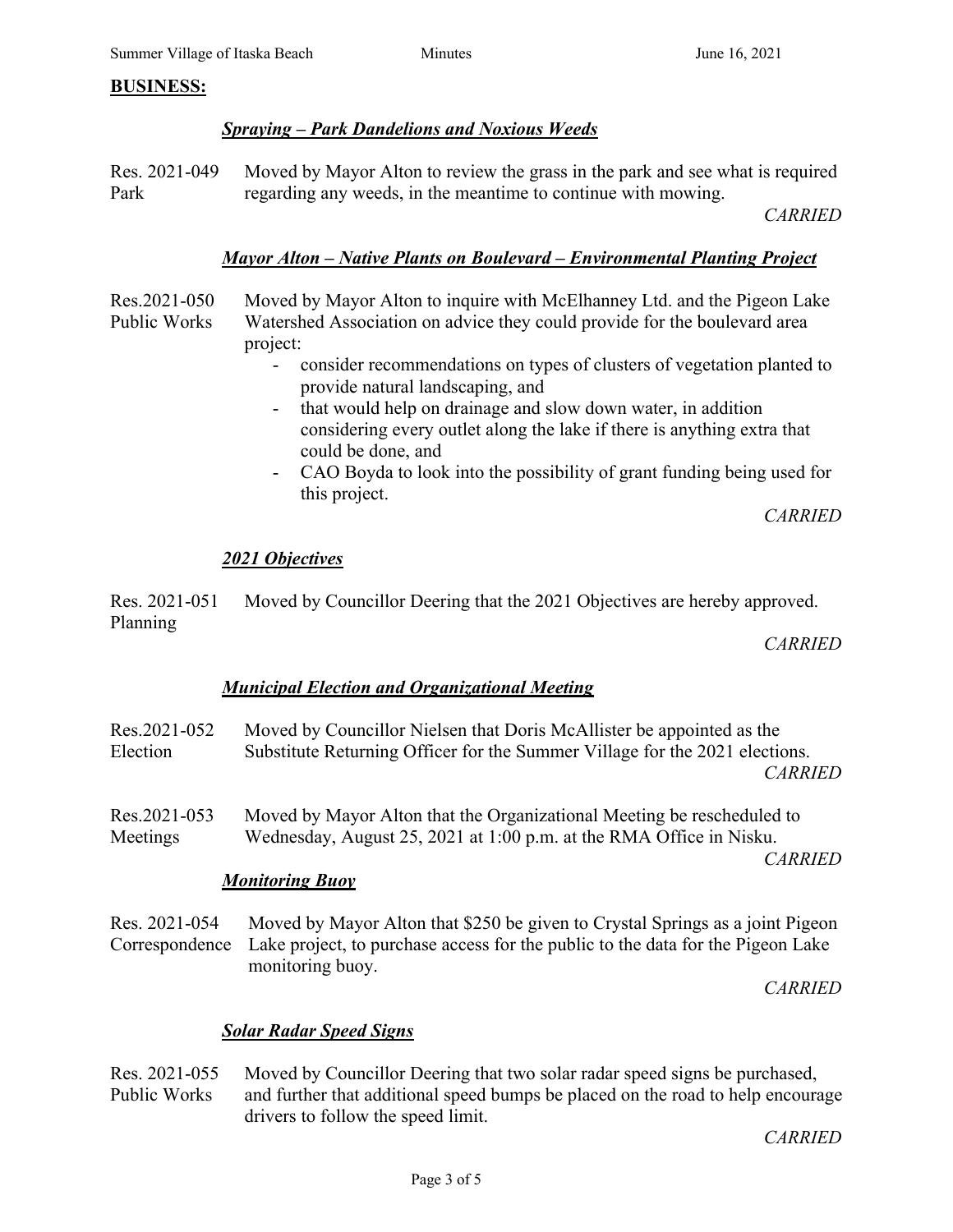## BUSINESS:

### ***Spraying – Park Dandelions and Noxious Weeds***

Res. 2021-049 Park

Moved by Mayor Alton to review the grass in the park and see what is required regarding any weeds, in the meantime to continue with mowing.

*CARRIED*

### ***Mayor Alton – Native Plants on Boulevard – Environmental Planting Project***

Res.2021-050 Public Works

Moved by Mayor Alton to inquire with McElhanney Ltd. and the Pigeon Lake Watershed Association on advice they could provide for the boulevard area project:

- consider recommendations on types of clusters of vegetation planted to provide natural landscaping, and
- that would help on drainage and slow down water, in addition considering every outlet along the lake if there is anything extra that could be done, and
- CAO Boyda to look into the possibility of grant funding being used for this project.

*CARRIED*

### ***2021 Objectives***

Res. 2021-051 Planning

Moved by Councillor Deering that the 2021 Objectives are hereby approved.

*CARRIED*

### ***Municipal Election and Organizational Meeting***

Res.2021-052 Election

Moved by Councillor Nielsen that Doris McAllister be appointed as the Substitute Returning Officer for the Summer Village for the 2021 elections.

*CARRIED*

Res.2021-053 Meetings

Moved by Mayor Alton that the Organizational Meeting be rescheduled to Wednesday, August 25, 2021 at 1:00 p.m. at the RMA Office in Nisku.

*CARRIED*

### ***Monitoring Buoy***

Res. 2021-054 Correspondence

Moved by Mayor Alton that $250 be given to Crystal Springs as a joint Pigeon Lake project, to purchase access for the public to the data for the Pigeon Lake monitoring buoy.

*CARRIED*

### ***Solar Radar Speed Signs***

Res. 2021-055 Public Works

Moved by Councillor Deering that two solar radar speed signs be purchased, and further that additional speed bumps be placed on the road to help encourage drivers to follow the speed limit.

*CARRIED*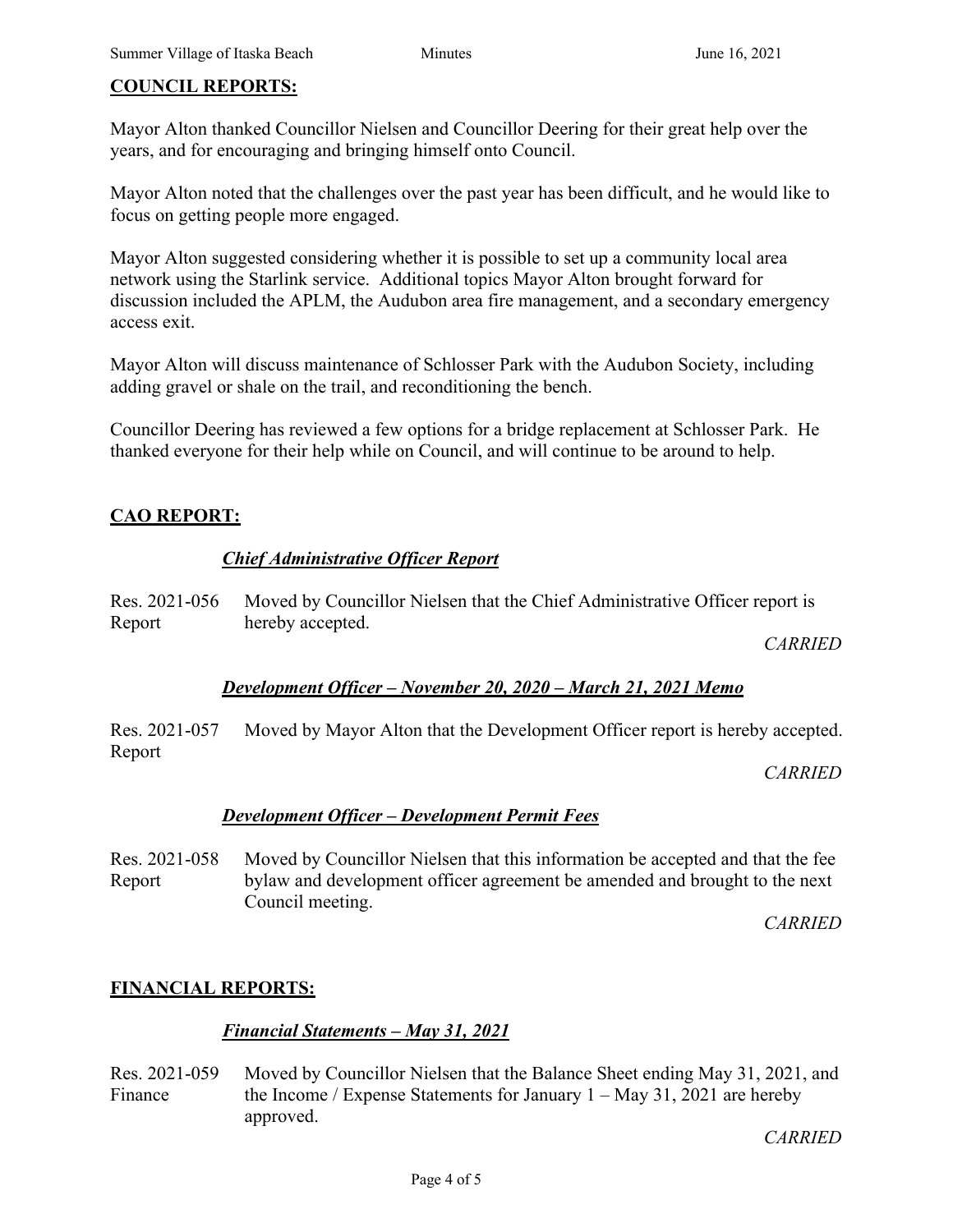## COUNCIL REPORTS:

Mayor Alton thanked Councillor Nielsen and Councillor Deering for their great help over the years, and for encouraging and bringing himself onto Council.

Mayor Alton noted that the challenges over the past year has been difficult, and he would like to focus on getting people more engaged.

Mayor Alton suggested considering whether it is possible to set up a community local area network using the Starlink service. Additional topics Mayor Alton brought forward for discussion included the APLM, the Audubon area fire management, and a secondary emergency access exit.

Mayor Alton will discuss maintenance of Schlosser Park with the Audubon Society, including adding gravel or shale on the trail, and reconditioning the bench.

Councillor Deering has reviewed a few options for a bridge replacement at Schlosser Park. He thanked everyone for their help while on Council, and will continue to be around to help.

## CAO REPORT:

### *Chief Administrative Officer Report*

Res. 2021-056 Report — Moved by Councillor Nielsen that the Chief Administrative Officer report is hereby accepted.

*CARRIED*

### *Development Officer – November 20, 2020 – March 21, 2021 Memo*

Res. 2021-057 Report — Moved by Mayor Alton that the Development Officer report is hereby accepted.

*CARRIED*

### *Development Officer – Development Permit Fees*

Res. 2021-058 Report — Moved by Councillor Nielsen that this information be accepted and that the fee bylaw and development officer agreement be amended and brought to the next Council meeting.

*CARRIED*

## FINANCIAL REPORTS:

### *Financial Statements – May 31, 2021*

Res. 2021-059 Finance — Moved by Councillor Nielsen that the Balance Sheet ending May 31, 2021, and the Income / Expense Statements for January 1 – May 31, 2021 are hereby approved.

*CARRIED*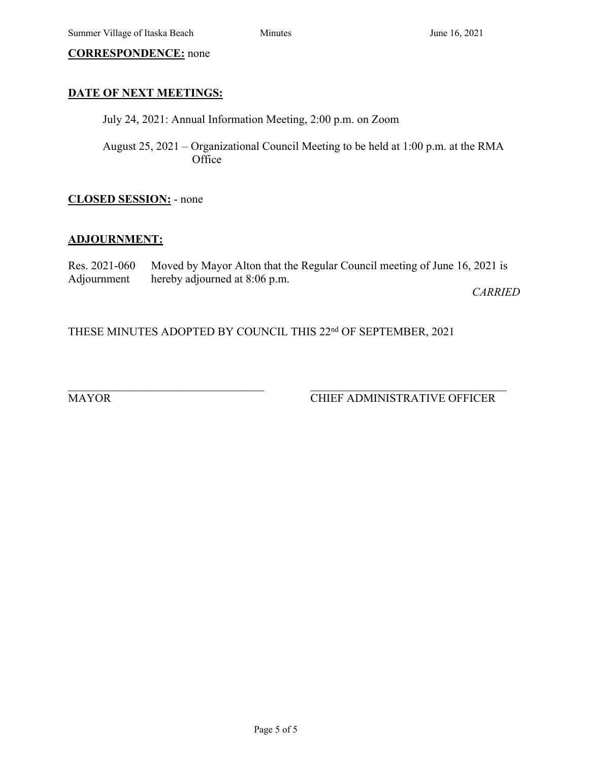**CORRESPONDENCE:** none

**DATE OF NEXT MEETINGS:**

July 24, 2021: Annual Information Meeting, 2:00 p.m. on Zoom

August 25, 2021 – Organizational Council Meeting to be held at 1:00 p.m. at the RMA Office

**CLOSED SESSION:** - none

**ADJOURNMENT:**

| | |
|---|---|
| Res. 2021-060 Adjournment | Moved by Mayor Alton that the Regular Council meeting of June 16, 2021 is hereby adjourned at 8:06 p.m. |

*CARRIED*

THESE MINUTES ADOPTED BY COUNCIL THIS 22nd OF SEPTEMBER, 2021

___________________________________ MAYOR

___________________________________ CHIEF ADMINISTRATIVE OFFICER